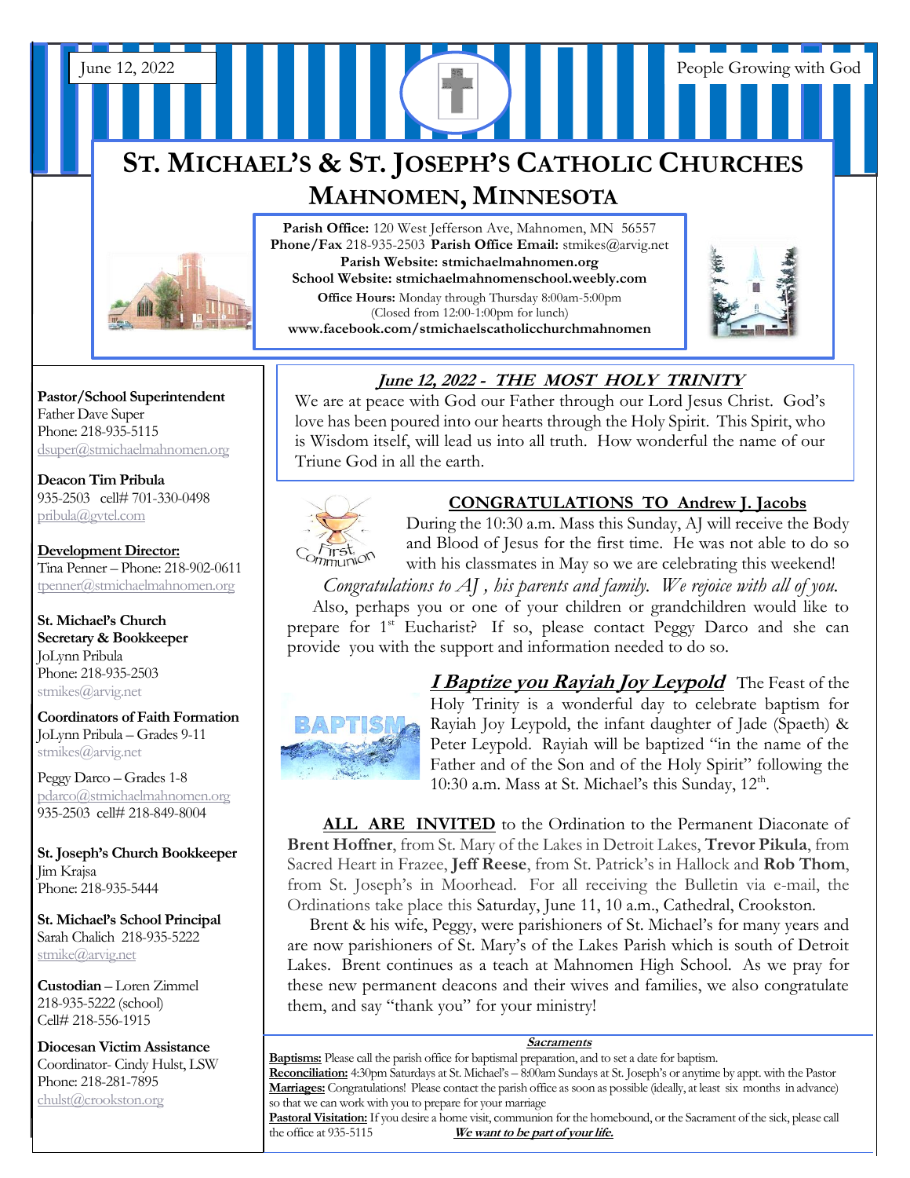June 12, 2022

People Growing with God

# ST. MICHAEL'S & ST. JOSEPH'S CATHOLIC CHURCHES
## MAHNOMEN, MINNESOTA

**Parish Office:** 120 West Jefferson Ave, Mahnomen, MN 56557
**Phone/Fax** 218-935-2503 **Parish Office Email:** stmikes@arvig.net
**Parish Website: stmichaelmahnomen.org**
**School Website: stmichaelmahnomenschool.weebly.com**
**Office Hours:** Monday through Thursday 8:00am-5:00pm
(Closed from 12:00-1:00pm for lunch)
**www.facebook.com/stmichaelscatholicchurchmahnomen**

**Pastor/School Superintendent**
Father Dave Super
Phone: 218-935-5115
dsuper@stmichaelmahnomen.org

**Deacon Tim Pribula**
935-2503 cell# 701-330-0498
pribula@gvtel.com

**Development Director:**
Tina Penner – Phone: 218-902-0611
tpenner@stmichaelmahnomen.org

**St. Michael's Church Secretary & Bookkeeper**
JoLynn Pribula
Phone: 218-935-2503
stmikes@arvig.net

**Coordinators of Faith Formation**
JoLynn Pribula – Grades 9-11
stmikes@arvig.net

Peggy Darco – Grades 1-8
pdarco@stmichaelmahnomen.org
935-2503 cell# 218-849-8004

**St. Joseph's Church Bookkeeper**
Jim Krajsa
Phone: 218-935-5444

**St. Michael's School Principal**
Sarah Chalich 218-935-5222
stmike@arvig.net

**Custodian** – Loren Zimmel
218-935-5222 (school)
Cell# 218-556-1915

**Diocesan Victim Assistance**
Coordinator- Cindy Hulst, LSW
Phone: 218-281-7895
chulst@crookston.org

### June 12, 2022 - THE MOST HOLY TRINITY

We are at peace with God our Father through our Lord Jesus Christ. God's love has been poured into our hearts through the Holy Spirit. This Spirit, who is Wisdom itself, will lead us into all truth. How wonderful the name of our Triune God in all the earth.

### CONGRATULATIONS TO Andrew J. Jacobs

During the 10:30 a.m. Mass this Sunday, AJ will receive the Body and Blood of Jesus for the first time. He was not able to do so with his classmates in May so we are celebrating this weekend!

*Congratulations to AJ , his parents and family. We rejoice with all of you.*

Also, perhaps you or one of your children or grandchildren would like to prepare for 1st Eucharist? If so, please contact Peggy Darco and she can provide you with the support and information needed to do so.

***I Baptize you Rayiah Joy Leypold*** The Feast of the Holy Trinity is a wonderful day to celebrate baptism for Rayiah Joy Leypold, the infant daughter of Jade (Spaeth) & Peter Leypold. Rayiah will be baptized "in the name of the Father and of the Son and of the Holy Spirit" following the 10:30 a.m. Mass at St. Michael's this Sunday, 12th.

**ALL ARE INVITED** to the Ordination to the Permanent Diaconate of **Brent Hoffner**, from St. Mary of the Lakes in Detroit Lakes, **Trevor Pikula**, from Sacred Heart in Frazee, **Jeff Reese**, from St. Patrick's in Hallock and **Rob Thom**, from St. Joseph's in Moorhead. For all receiving the Bulletin via e-mail, the Ordinations take place this Saturday, June 11, 10 a.m., Cathedral, Crookston.

Brent & his wife, Peggy, were parishioners of St. Michael's for many years and are now parishioners of St. Mary's of the Lakes Parish which is south of Detroit Lakes. Brent continues as a teach at Mahnomen High School. As we pray for these new permanent deacons and their wives and families, we also congratulate them, and say "thank you" for your ministry!

#### Sacraments

**Baptisms:** Please call the parish office for baptismal preparation, and to set a date for baptism.
**Reconciliation:** 4:30pm Saturdays at St. Michael's – 8:00am Sundays at St. Joseph's or anytime by appt. with the Pastor
**Marriages:** Congratulations! Please contact the parish office as soon as possible (ideally, at least six months in advance) so that we can work with you to prepare for your marriage
**Pastoral Visitation:** If you desire a home visit, communion for the homebound, or the Sacrament of the sick, please call the office at 935-5115

***We want to be part of your life.***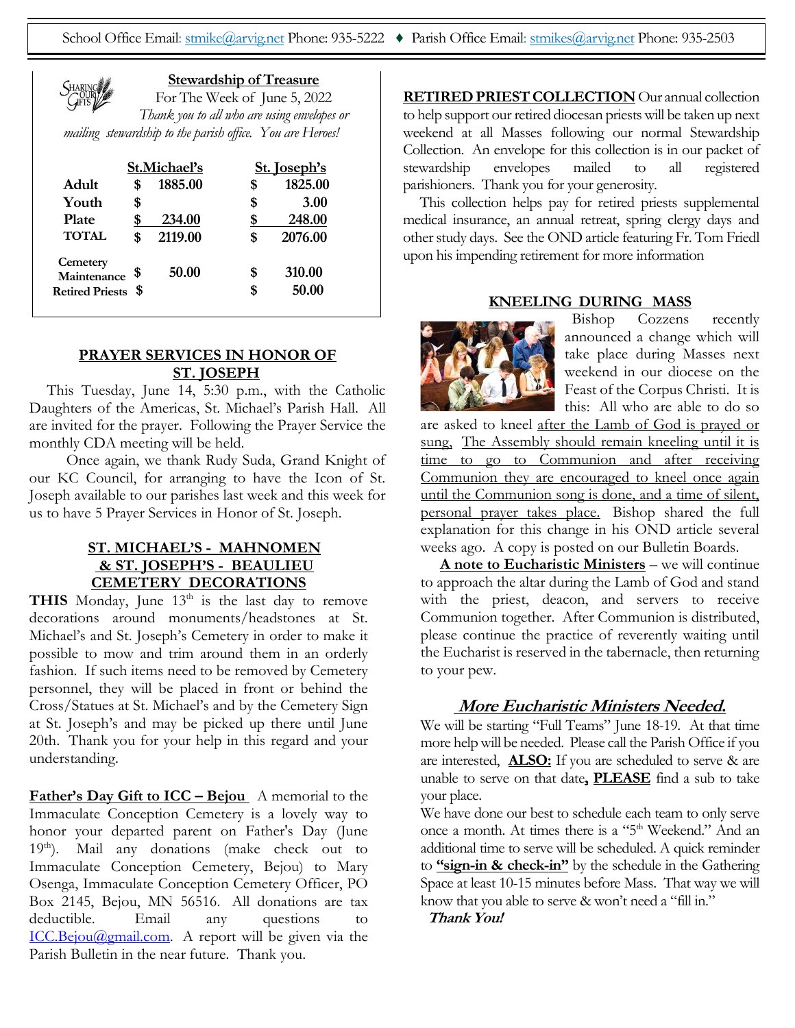School Office Email: stmike@arvig.net Phone: 935-5222 ♦ Parish Office Email: stmikes@arvig.net Phone: 935-2503

## Stewardship of Treasure

For The Week of June 5, 2022

*Thank you to all who are using envelopes or mailing stewardship to the parish office. You are Heroes!*

| | St.Michael's | St. Joseph's |
|---|---|---|
| **Adult** | $ 1885.00 | $ 1825.00 |
| **Youth** | $ | $ 3.00 |
| **Plate** | $ 234.00 | $ 248.00 |
| **TOTAL** | $ 2119.00 | $ 2076.00 |
| **Cemetery Maintenance** | $ 50.00 | $ 310.00 |
| **Retired Priests** | $ | $ 50.00 |

## PRAYER SERVICES IN HONOR OF ST. JOSEPH

This Tuesday, June 14, 5:30 p.m., with the Catholic Daughters of the Americas, St. Michael's Parish Hall. All are invited for the prayer. Following the Prayer Service the monthly CDA meeting will be held.

Once again, we thank Rudy Suda, Grand Knight of our KC Council, for arranging to have the Icon of St. Joseph available to our parishes last week and this week for us to have 5 Prayer Services in Honor of St. Joseph.

## ST. MICHAEL'S - MAHNOMEN & ST. JOSEPH'S - BEAULIEU CEMETERY DECORATIONS

**THIS** Monday, June 13th is the last day to remove decorations around monuments/headstones at St. Michael's and St. Joseph's Cemetery in order to make it possible to mow and trim around them in an orderly fashion. If such items need to be removed by Cemetery personnel, they will be placed in front or behind the Cross/Statues at St. Michael's and by the Cemetery Sign at St. Joseph's and may be picked up there until June 20th. Thank you for your help in this regard and your understanding.

**Father's Day Gift to ICC – Bejou** A memorial to the Immaculate Conception Cemetery is a lovely way to honor your departed parent on Father's Day (June 19th). Mail any donations (make check out to Immaculate Conception Cemetery, Bejou) to Mary Osenga, Immaculate Conception Cemetery Officer, PO Box 2145, Bejou, MN 56516. All donations are tax deductible. Email any questions to ICC.Bejou@gmail.com. A report will be given via the Parish Bulletin in the near future. Thank you.

**RETIRED PRIEST COLLECTION** Our annual collection to help support our retired diocesan priests will be taken up next weekend at all Masses following our normal Stewardship Collection. An envelope for this collection is in our packet of stewardship envelopes mailed to all registered parishioners. Thank you for your generosity.

This collection helps pay for retired priests supplemental medical insurance, an annual retreat, spring clergy days and other study days. See the OND article featuring Fr. Tom Friedl upon his impending retirement for more information

## KNEELING DURING MASS

Bishop Cozzens recently announced a change which will take place during Masses next weekend in our diocese on the Feast of the Corpus Christi. It is this: All who are able to do so are asked to kneel after the Lamb of God is prayed or sung, The Assembly should remain kneeling until it is time to go to Communion and after receiving Communion they are encouraged to kneel once again until the Communion song is done, and a time of silent, personal prayer takes place. Bishop shared the full explanation for this change in his OND article several weeks ago. A copy is posted on our Bulletin Boards.

**A note to Eucharistic Ministers** – we will continue to approach the altar during the Lamb of God and stand with the priest, deacon, and servers to receive Communion together. After Communion is distributed, please continue the practice of reverently waiting until the Eucharist is reserved in the tabernacle, then returning to your pew.

## *More Eucharistic Ministers Needed.*

We will be starting "Full Teams" June 18-19. At that time more help will be needed. Please call the Parish Office if you are interested, **ALSO:** If you are scheduled to serve & are unable to serve on that date**, PLEASE** find a sub to take your place.

We have done our best to schedule each team to only serve once a month. At times there is a "5th Weekend." And an additional time to serve will be scheduled. A quick reminder to **"sign-in & check-in"** by the schedule in the Gathering Space at least 10-15 minutes before Mass. That way we will know that you able to serve & won't need a "fill in."

***Thank You!***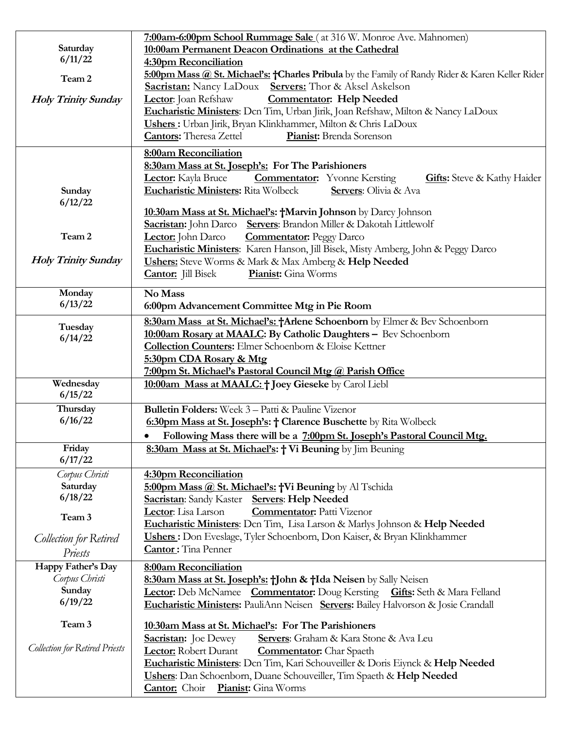| | |
|---|---|
| **Saturday**<br>**6/11/22**<br><br>**Team 2**<br><br>***Holy Trinity Sunday*** | **7:00am-6:00pm School Rummage Sale** ( at 316 W. Monroe Ave. Mahnomen)<br>**10:00am Permanent Deacon Ordinations at the Cathedral**<br>**4:30pm Reconciliation**<br>**5:00pm Mass @ St. Michael's: †Charles Pribula** by the Family of Randy Rider & Karen Keller Rider<br>**Sacristan:** Nancy LaDoux **Servers:** Thor & Aksel Askelson<br>**Lector**: Joan Refshaw **Commentator: Help Needed**<br>**Eucharistic Ministers**: Dcn Tim, Urban Jirik, Joan Refshaw, Milton & Nancy LaDoux<br>**Ushers :** Urban Jirik, Bryan Klinkhammer, Milton & Chris LaDoux<br>**Cantors:** Theresa Zettel **Pianist:** Brenda Sorenson |
| **Sunday**<br>**6/12/22**<br><br>**Team 2**<br><br>***Holy Trinity Sunday*** | **8:00am Reconciliation**<br>**8:30am Mass at St. Joseph's: For The Parishioners**<br>**Lector:** Kayla Bruce **Commentator:** Yvonne Kersting **Gifts:** Steve & Kathy Haider<br>**Eucharistic Ministers:** Rita Wolbeck **Servers**: Olivia & Ava<br><br>**10:30am Mass at St. Michael's: †Marvin Johnson** by Darcy Johnson<br>**Sacristan:** John Darco **Servers**: Brandon Miller & Dakotah Littlewolf<br>**Lector:** John Darco **Commentator:** Peggy Darco<br>**Eucharistic Ministers**: Karen Hanson, Jill Bisek, Misty Amberg, John & Peggy Darco<br>**Ushers:** Steve Worms & Mark & Max Amberg & **Help Needed**<br>**Cantor:** Jill Bisek **Pianist:** Gina Worms |
| **Monday**<br>**6/13/22** | **No Mass**<br>**6:00pm Advancement Committee Mtg in Pie Room** |
| **Tuesday**<br>**6/14/22** | **8:30am Mass at St. Michael's: †Arlene Schoenborn** by Elmer & Bev Schoenborn<br>**10:00am Rosary at MAALC: By Catholic Daughters –** Bev Schoenborn<br>**Collection Counters:** Elmer Schoenborn & Eloise Kettner<br>**5:30pm CDA Rosary & Mtg**<br>**7:00pm St. Michael's Pastoral Council Mtg @ Parish Office** |
| **Wednesday**<br>**6/15/22** | **10:00am Mass at MAALC: † Joey Gieseke** by Carol Liebl |
| **Thursday**<br>**6/16/22** | **Bulletin Folders:** Week 3 – Patti & Pauline Vizenor<br>**6:30pm Mass at St. Joseph's: † Clarence Buschette** by Rita Wolbeck<br>• **Following Mass there will be a 7:00pm St. Joseph's Pastoral Council Mtg.** |
| **Friday**<br>**6/17/22** | **8:30am Mass at St. Michael's: † Vi Beuning** by Jim Beuning |
| *Corpus Christi*<br>**Saturday**<br>**6/18/22**<br><br>**Team 3**<br><br>*Collection for Retired Priests* | **4:30pm Reconciliation**<br>**5:00pm Mass @ St. Michael's: †Vi Beuning** by Al Tschida<br>**Sacristan**: Sandy Kaster **Servers**: **Help Needed**<br>**Lector**: Lisa Larson **Commentator:** Patti Vizenor<br>**Eucharistic Ministers**: Dcn Tim, Lisa Larson & Marlys Johnson & **Help Needed**<br>**Ushers :** Don Eveslage, Tyler Schoenborn, Don Kaiser, & Bryan Klinkhammer<br>**Cantor :** Tina Penner |
| **Happy Father's Day**<br>*Corpus Christi*<br>**Sunday**<br>**6/19/22**<br><br>**Team 3**<br><br>*Collection for Retired Priests* | **8:00am Reconciliation**<br>**8:30am Mass at St. Joseph's: †John & †Ida Neisen** by Sally Neisen<br>**Lector:** Deb McNamee **Commentator:** Doug Kersting **Gifts:** Seth & Mara Felland<br>**Eucharistic Ministers:** PauliAnn Neisen **Servers:** Bailey Halvorson & Josie Crandall<br><br>**10:30am Mass at St. Michael's: For The Parishioners**<br>**Sacristan:** Joe Dewey **Servers**: Graham & Kara Stone & Ava Leu<br>**Lector:** Robert Durant **Commentator:** Char Spaeth<br>**Eucharistic Ministers**: Dcn Tim, Kari Schouveiller & Doris Eiynck & **Help Needed**<br>**Ushers**: Dan Schoenborn, Duane Schouveiller, Tim Spaeth & **Help Needed**<br>**Cantor:** Choir **Pianist:** Gina Worms |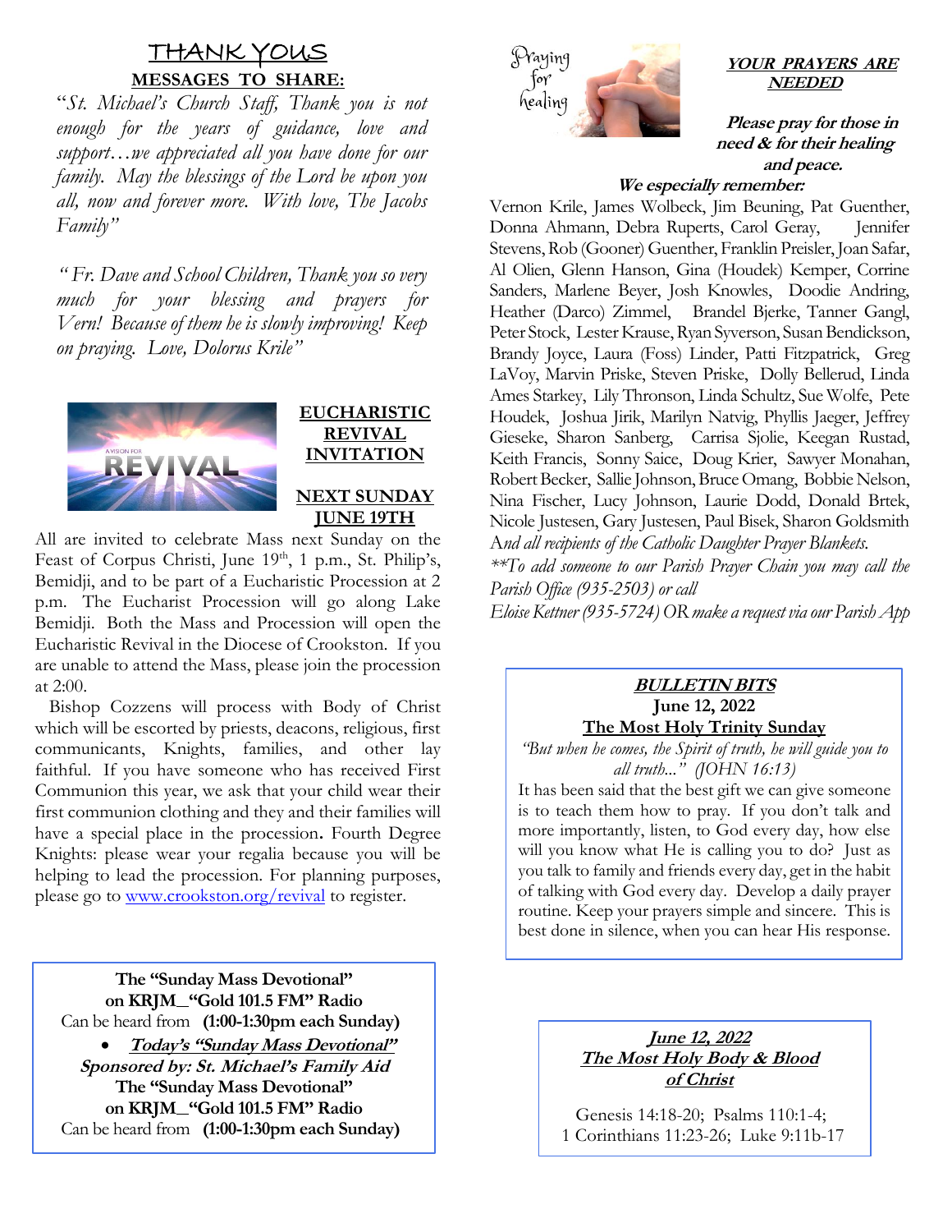# THANK YOUS

**MESSAGES TO SHARE:**

*"St. Michael's Church Staff, Thank you is not enough for the years of guidance, love and support…we appreciated all you have done for our family. May the blessings of the Lord be upon you all, now and forever more. With love, The Jacobs Family"*

*" Fr. Dave and School Children, Thank you so very much for your blessing and prayers for Vern! Because of them he is slowly improving! Keep on praying. Love, Dolorus Krile"*

## EUCHARISTIC REVIVAL INVITATION

**NEXT SUNDAY JUNE 19TH**

All are invited to celebrate Mass next Sunday on the Feast of Corpus Christi, June 19th, 1 p.m., St. Philip's, Bemidji, and to be part of a Eucharistic Procession at 2 p.m. The Eucharist Procession will go along Lake Bemidji. Both the Mass and Procession will open the Eucharistic Revival in the Diocese of Crookston. If you are unable to attend the Mass, please join the procession at 2:00.

Bishop Cozzens will process with Body of Christ which will be escorted by priests, deacons, religious, first communicants, Knights, families, and other lay faithful. If you have someone who has received First Communion this year, we ask that your child wear their first communion clothing and they and their families will have a special place in the procession. Fourth Degree Knights: please wear your regalia because you will be helping to lead the procession. For planning purposes, please go to www.crookston.org/revival to register.

**The "Sunday Mass Devotional"**
**on KRJM_"Gold 101.5 FM" Radio**
Can be heard from **(1:00-1:30pm each Sunday)**

- ***Today's "Sunday Mass Devotional"***

***Sponsored by: St. Michael's Family Aid***
**The "Sunday Mass Devotional"**
**on KRJM_"Gold 101.5 FM" Radio**
Can be heard from **(1:00-1:30pm each Sunday)**

## YOUR PRAYERS ARE NEEDED

Praying for healing

***Please pray for those in need & for their healing and peace.***

***We especially remember:***

Vernon Krile, James Wolbeck, Jim Beuning, Pat Guenther, Donna Ahmann, Debra Ruperts, Carol Geray, Jennifer Stevens, Rob (Gooner) Guenther, Franklin Preisler, Joan Safar, Al Olien, Glenn Hanson, Gina (Houdek) Kemper, Corrine Sanders, Marlene Beyer, Josh Knowles, Doodie Andring, Heather (Darco) Zimmel, Brandel Bjerke, Tanner Gangl, Peter Stock, Lester Krause, Ryan Syverson, Susan Bendickson, Brandy Joyce, Laura (Foss) Linder, Patti Fitzpatrick, Greg LaVoy, Marvin Priske, Steven Priske, Dolly Bellerud, Linda Ames Starkey, Lily Thronson, Linda Schultz, Sue Wolfe, Pete Houdek, Joshua Jirik, Marilyn Natvig, Phyllis Jaeger, Jeffrey Gieseke, Sharon Sanberg, Carrisa Sjolie, Keegan Rustad, Keith Francis, Sonny Saice, Doug Krier, Sawyer Monahan, Robert Becker, Sallie Johnson, Bruce Omang, Bobbie Nelson, Nina Fischer, Lucy Johnson, Laurie Dodd, Donald Brtek, Nicole Justesen, Gary Justesen, Paul Bisek, Sharon Goldsmith *And all recipients of the Catholic Daughter Prayer Blankets.*

*\*\*To add someone to our Parish Prayer Chain you may call the Parish Office (935-2503) or call Eloise Kettner (935-5724) OR make a request via our Parish App*

## BULLETIN BITS

**June 12, 2022**
**The Most Holy Trinity Sunday**

*"But when he comes, the Spirit of truth, he will guide you to all truth..." (JOHN 16:13)*

It has been said that the best gift we can give someone is to teach them how to pray. If you don't talk and more importantly, listen, to God every day, how else will you know what He is calling you to do? Just as you talk to family and friends every day, get in the habit of talking with God every day. Develop a daily prayer routine. Keep your prayers simple and sincere. This is best done in silence, when you can hear His response.

***June 12, 2022***
***The Most Holy Body & Blood of Christ***

Genesis 14:18-20; Psalms 110:1-4;
1 Corinthians 11:23-26; Luke 9:11b-17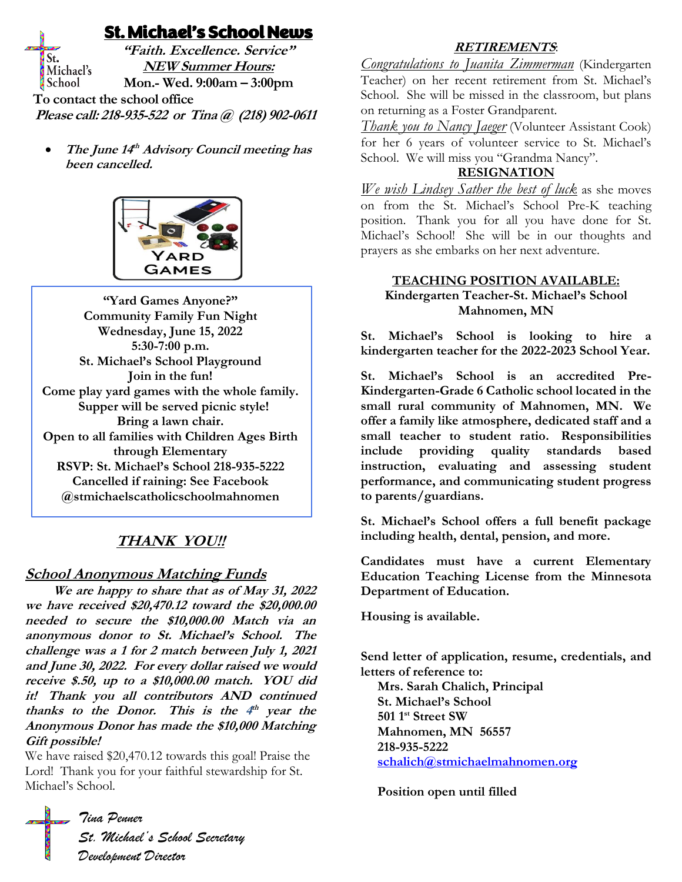# St. Michael's School News

**"Faith. Excellence. Service"**

**NEW Summer Hours:**

**Mon.- Wed. 9:00am – 3:00pm**

**To contact the school office**

***Please call: 218-935-522 or Tina @ (218) 902-0611***

- ***The June 14th Advisory Council meeting has been cancelled.***

YARD GAMES

**"Yard Games Anyone?"**
**Community Family Fun Night**
**Wednesday, June 15, 2022**
**5:30-7:00 p.m.**
**St. Michael's School Playground**
**Join in the fun!**
**Come play yard games with the whole family.**
**Supper will be served picnic style!**
**Bring a lawn chair.**
**Open to all families with Children Ages Birth through Elementary**
**RSVP: St. Michael's School 218-935-5222**
**Cancelled if raining: See Facebook @stmichaelscatholicschoolmahnomen**

## *THANK YOU!!*

### *School Anonymous Matching Funds*

***We are happy to share that as of May 31, 2022 we have received $20,470.12 toward the $20,000.00 needed to secure the $10,000.00 Match via an anonymous donor to St. Michael's School. The challenge was a 1 for 2 match between July 1, 2021 and June 30, 2022. For every dollar raised we would receive $.50, up to a $10,000.00 match. YOU did it! Thank you all contributors AND continued thanks to the Donor. This is the 4th year the Anonymous Donor has made the $10,000 Matching Gift possible!***

We have raised $20,470.12 towards this goal! Praise the Lord! Thank you for your faithful stewardship for St. Michael's School.

*Tina Penner*
*St. Michael's School Secretary*
*Development Director*

### *RETIREMENTS*:

*Congratulations to Juanita Zimmerman* (Kindergarten Teacher) on her recent retirement from St. Michael's School. She will be missed in the classroom, but plans on returning as a Foster Grandparent.

*Thank you to Nancy Jaeger* (Volunteer Assistant Cook) for her 6 years of volunteer service to St. Michael's School. We will miss you "Grandma Nancy".

### RESIGNATION

*We wish Lindsey Sather the best of luck* as she moves on from the St. Michael's School Pre-K teaching position. Thank you for all you have done for St. Michael's School! She will be in our thoughts and prayers as she embarks on her next adventure.

### TEACHING POSITION AVAILABLE:

**Kindergarten Teacher-St. Michael's School**
**Mahnomen, MN**

**St. Michael's School is looking to hire a kindergarten teacher for the 2022-2023 School Year.**

**St. Michael's School is an accredited Pre-Kindergarten-Grade 6 Catholic school located in the small rural community of Mahnomen, MN. We offer a family like atmosphere, dedicated staff and a small teacher to student ratio. Responsibilities include providing quality standards based instruction, evaluating and assessing student performance, and communicating student progress to parents/guardians.**

**St. Michael's School offers a full benefit package including health, dental, pension, and more.**

**Candidates must have a current Elementary Education Teaching License from the Minnesota Department of Education.**

**Housing is available.**

**Send letter of application, resume, credentials, and letters of reference to:**

**Mrs. Sarah Chalich, Principal**
**St. Michael's School**
**501 1st Street SW**
**Mahnomen, MN 56557**
**218-935-5222**
**schalich@stmichaelmahnomen.org**

**Position open until filled**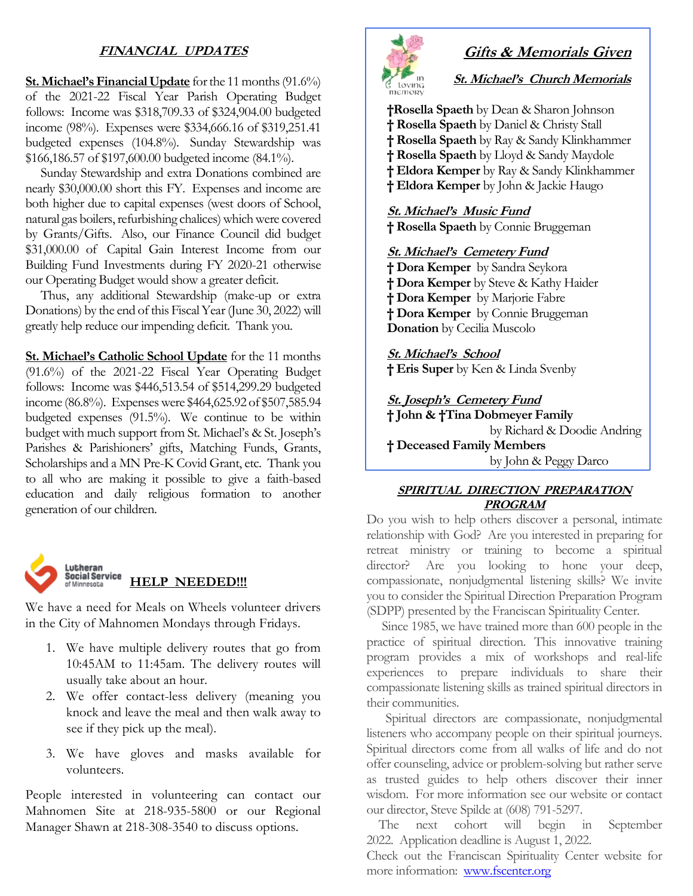## FINANCIAL UPDATES

**St. Michael's Financial Update** for the 11 months (91.6%) of the 2021-22 Fiscal Year Parish Operating Budget follows: Income was $318,709.33 of $324,904.00 budgeted income (98%). Expenses were $334,666.16 of $319,251.41 budgeted expenses (104.8%). Sunday Stewardship was $166,186.57 of $197,600.00 budgeted income (84.1%).

Sunday Stewardship and extra Donations combined are nearly $30,000.00 short this FY. Expenses and income are both higher due to capital expenses (west doors of School, natural gas boilers, refurbishing chalices) which were covered by Grants/Gifts. Also, our Finance Council did budget $31,000.00 of Capital Gain Interest Income from our Building Fund Investments during FY 2020-21 otherwise our Operating Budget would show a greater deficit.

Thus, any additional Stewardship (make-up or extra Donations) by the end of this Fiscal Year (June 30, 2022) will greatly help reduce our impending deficit. Thank you.

**St. Michael's Catholic School Update** for the 11 months (91.6%) of the 2021-22 Fiscal Year Operating Budget follows: Income was $446,513.54 of $514,299.29 budgeted income (86.8%). Expenses were $464,625.92 of $507,585.94 budgeted expenses (91.5%). We continue to be within budget with much support from St. Michael's & St. Joseph's Parishes & Parishioners' gifts, Matching Funds, Grants, Scholarships and a MN Pre-K Covid Grant, etc. Thank you to all who are making it possible to give a faith-based education and daily religious formation to another generation of our children.

Lutheran Social Service of Minnesota

## HELP NEEDED!!!

We have a need for Meals on Wheels volunteer drivers in the City of Mahnomen Mondays through Fridays.

1. We have multiple delivery routes that go from 10:45AM to 11:45am. The delivery routes will usually take about an hour.
2. We offer contact-less delivery (meaning you knock and leave the meal and then walk away to see if they pick up the meal).
3. We have gloves and masks available for volunteers.

People interested in volunteering can contact our Mahnomen Site at 218-935-5800 or our Regional Manager Shawn at 218-308-3540 to discuss options.

## Gifts & Memorials Given

### St. Michael's Church Memorials

†**Rosella Spaeth** by Dean & Sharon Johnson
† **Rosella Spaeth** by Daniel & Christy Stall
† **Rosella Spaeth** by Ray & Sandy Klinkhammer
† **Rosella Spaeth** by Lloyd & Sandy Maydole
† **Eldora Kemper** by Ray & Sandy Klinkhammer
† **Eldora Kemper** by John & Jackie Haugo

### St. Michael's Music Fund

† **Rosella Spaeth** by Connie Bruggeman

### St. Michael's Cemetery Fund

† **Dora Kemper** by Sandra Seykora
† **Dora Kemper** by Steve & Kathy Haider
† **Dora Kemper** by Marjorie Fabre
† **Dora Kemper** by Connie Bruggeman
**Donation** by Cecilia Muscolo

### St. Michael's School

† **Eris Super** by Ken & Linda Svenby

### St. Joseph's Cemetery Fund

† **John & †Tina Dobmeyer Family** by Richard & Doodie Andring
† **Deceased Family Members** by John & Peggy Darco

## SPIRITUAL DIRECTION PREPARATION PROGRAM

Do you wish to help others discover a personal, intimate relationship with God? Are you interested in preparing for retreat ministry or training to become a spiritual director? Are you looking to hone your deep, compassionate, nonjudgmental listening skills? We invite you to consider the Spiritual Direction Preparation Program (SDPP) presented by the Franciscan Spirituality Center.

Since 1985, we have trained more than 600 people in the practice of spiritual direction. This innovative training program provides a mix of workshops and real-life experiences to prepare individuals to share their compassionate listening skills as trained spiritual directors in their communities.

Spiritual directors are compassionate, nonjudgmental listeners who accompany people on their spiritual journeys. Spiritual directors come from all walks of life and do not offer counseling, advice or problem-solving but rather serve as trusted guides to help others discover their inner wisdom. For more information see our website or contact our director, Steve Spilde at (608) 791-5297.

The next cohort will begin in September 2022. Application deadline is August 1, 2022.

Check out the Franciscan Spirituality Center website for more information: www.fscenter.org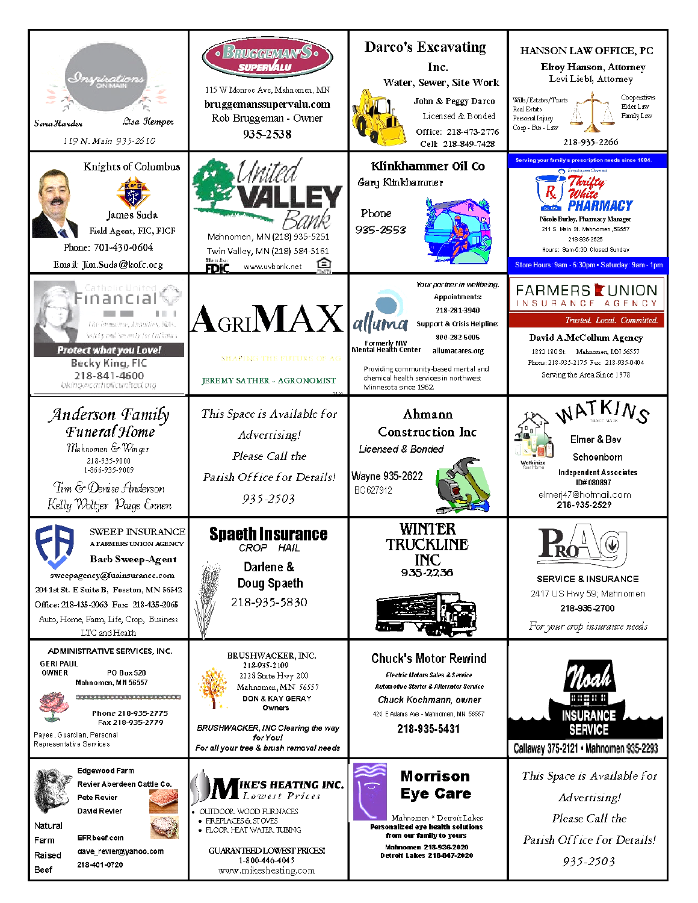Inspirations ON MAIN

Sara Harder — Lisa Kemper

119 N. Main 935-2610

---

BRUGGEMAN'S SUPERVALU

115 W Monroe Ave, Mahnomen, MN

bruggemanssupervalu.com

Rob Bruggeman - Owner

935-2538

---

**Darco's Excavating Inc.**

Water, Sewer, Site Work

John & Peggy Darco

Licensed & Bonded

Office: 218-473-2776

Cell: 218-849-7428

---

**HANSON LAW OFFICE, PC**

Elroy Hanson, Attorney

Levi Liebl, Attorney

Wills/Estates/Trusts
Real Estate
Personal Injury
Corp - Bus - Law

Cooperatives
Elder Law
Family Law

218-935-2266

---

Knights of Columbus

James Suda

Field Agent, FIC, FICF

Phone: 701-430-0604

Email: Jim.Suda@kofc.org

---

United VALLEY Bank

Mahnomen, MN (218) 935-5251

Twin Valley, MN (218) 584-5161

Member FDIC

www.uvbank.net

---

**Klinkhammer Oil Co**

Gary Klinkhammer

Phone

935-2553

---

Serving your family's prescription needs since 1884.

Employee Owned

Thrifty White PHARMACY

Nicole Burley, Pharmacy Manager

211 S. Main St. Mahnomen, 56557

218-935-2625

Hours: 9am-5:30 Closed Sunday

Store Hours: 9am - 5:30pm • Saturday: 9am - 1pm

---

Catholic United Financial

Protect what you Love!

Becky King, FIC

218-841-4600

bking@catholicunited.org

---

AGRIMAX

JEREMY SATHER - AGRONOMIST

---

*Your partner in wellbeing.*

allUma

Formerly NW Mental Health Center

Appointments: 218-281-3940

Support & Crisis Helpline: 800-282-5005

allumacares.org

Providing community-based mental and chemical health services in northwest Minnesota since 1962.

---

FARMERS UNION INSURANCE AGENCY

*Trusted. Local. Committed.*

**David A McCollum Agency**

1882 180 St. Mahnomen, MN 56557

Phone: 218-935-2175 Fax: 218-935-0404

Serving the Area Since 1978

---

*Anderson Family Funeral Home*

Mahnomen & Waubun

218-935-9000

1-866-935-9009

Tim & Denise Anderson

Kelly Woltjer Paige Ernen

---

*This Space is Available for Advertising!*

*Please Call the Parish Office for Details!*

*935-2503*

---

**Ahmann Construction Inc**

*Licensed & Bonded*

Wayne 935-2622

BC 627912

---

WATKINS

Elmer & Bev Schoenborn

Independent Associates

ID# 080897

elmerj47@hotmail.com

218-935-2529

---

SWEEP INSURANCE

A FARMERS UNION AGENCY

**Barb Sweep-Agent**

sweepagency@fuainsurance.com

204 1st St. E Suite B, Fosston, MN 56542

Office: 218-435-2063 Fax: 218-435-2065

Auto, Home, Farm, Life, Crop, Business

LTC and Health

---

**Spaeth Insurance**

CROP HAIL

Darlene & Doug Spaeth

218-935-5830

---

**WINTER TRUCKLINE INC**

935-2236

---

ProAg

SERVICE & INSURANCE

2417 US Hwy 59; Mahnomen

218-935-2700

*For your crop insurance needs*

---

ADMINISTRATIVE SERVICES, INC.

GERI PAUL
OWNER

PO Box 520
Mahnomen, MN 56557

Phone 218-935-2775

Fax 218-935-2779

Payee, Guardian, Personal Representative Services

---

BRUSHWACKER, INC.

218-935-2109

2228 State Hwy 200

Mahnomen, MN 56557

DON & KAY GERAY

Owners

*BRUSHWACKER, INC Clearing the way for You!*

*For all your tree & brush removal needs*

---

**Chuck's Motor Rewind**

*Electric Motors Sales & Service*

*Automotive Starter & Alternator Service*

*Chuck Kochmann, owner*

420 E Adams Ave - Mahnomen, MN 56557

**218-935-5431**

---

Noah INSURANCE SERVICE

Callaway 375-2121 • Mahnomen 935-2293

---

Edgewood Farm

Revier Aberdeen Cattle Co.

Pete Revier

David Revier

Natural Farm Raised Beef

EFRbeef.com

dave_revier@yahoo.com

218-401-0720

---

MIKE'S HEATING INC.

*Lowest Prices*

- OUTDOOR WOOD FURNACES
- FIREPLACES & STOVES
- FLOOR HEAT WATER TUBING

GUARANTEED LOWEST PRICES!

1-800-446-4043

www.mikesheating.com

---

**Morrison Eye Care**

Mahnomen * Detroit Lakes

Personalized eye health solutions from our family to yours

Mahnomen 218-936-2020

Detroit Lakes 218-847-2020

---

*This Space is Available for Advertising!*

*Please Call the Parish Office for Details!*

*935-2503*